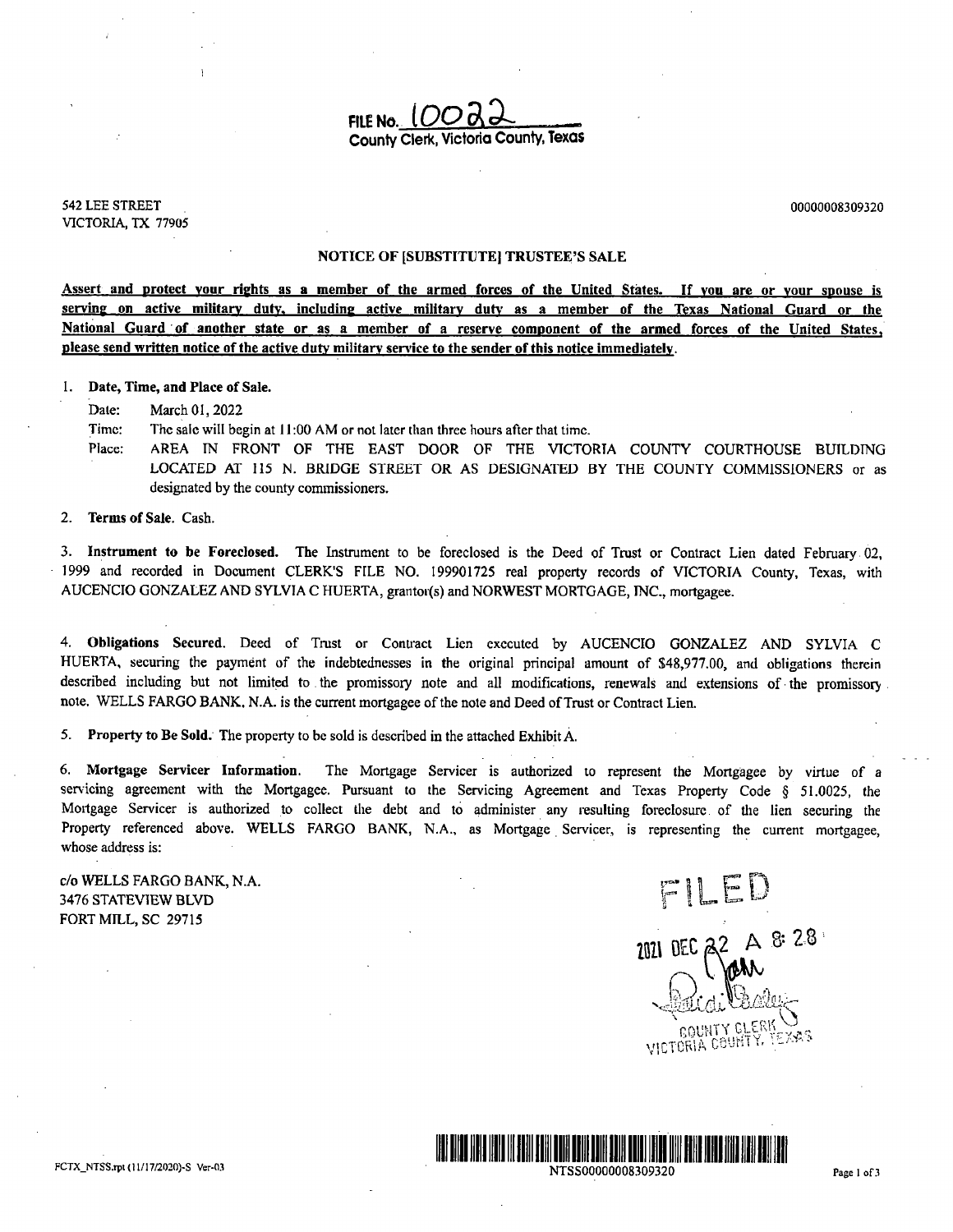**FILE No.** 10022
**County Clerk, Victoria County, Texas**

542 LEE STREET
VICTORIA, TX 77905

00000008309320

## NOTICE OF [SUBSTITUTE] TRUSTEE'S SALE

**Assert and protect your rights as a member of the armed forces of the United States. If you are or your spouse is serving on active military duty, including active military duty as a member of the Texas National Guard or the National Guard of another state or as a member of a reserve component of the armed forces of the United States, please send written notice of the active duty military service to the sender of this notice immediately.**

1. **Date, Time, and Place of Sale.**

   Date: March 01, 2022

   Time: The sale will begin at 11:00 AM or not later than three hours after that time.

   Place: AREA IN FRONT OF THE EAST DOOR OF THE VICTORIA COUNTY COURTHOUSE BUILDING LOCATED AT 115 N. BRIDGE STREET OR AS DESIGNATED BY THE COUNTY COMMISSIONERS or as designated by the county commissioners.

2. **Terms of Sale.** Cash.

3. **Instrument to be Foreclosed.** The Instrument to be foreclosed is the Deed of Trust or Contract Lien dated February 02, 1999 and recorded in Document CLERK'S FILE NO. 199901725 real property records of VICTORIA County, Texas, with AUCENCIO GONZALEZ AND SYLVIA C HUERTA, grantor(s) and NORWEST MORTGAGE, INC., mortgagee.

4. **Obligations Secured.** Deed of Trust or Contract Lien executed by AUCENCIO GONZALEZ AND SYLVIA C HUERTA, securing the payment of the indebtednesses in the original principal amount of $48,977.00, and obligations therein described including but not limited to the promissory note and all modifications, renewals and extensions of the promissory note. WELLS FARGO BANK, N.A. is the current mortgagee of the note and Deed of Trust or Contract Lien.

5. **Property to Be Sold.** The property to be sold is described in the attached Exhibit A.

6. **Mortgage Servicer Information.** The Mortgage Servicer is authorized to represent the Mortgagee by virtue of a servicing agreement with the Mortgagee. Pursuant to the Servicing Agreement and Texas Property Code § 51.0025, the Mortgage Servicer is authorized to collect the debt and to administer any resulting foreclosure of the lien securing the Property referenced above. WELLS FARGO BANK, N.A., as Mortgage Servicer, is representing the current mortgagee, whose address is:

c/o WELLS FARGO BANK, N.A.
3476 STATEVIEW BLVD
FORT MILL, SC 29715

FILED
2021 DEC 22 A 8:28
COUNTY CLERK
VICTORIA COUNTY, TEXAS

FCTX_NTSS.rpt (11/17/2020)-S Ver-03

NTSS00000008309320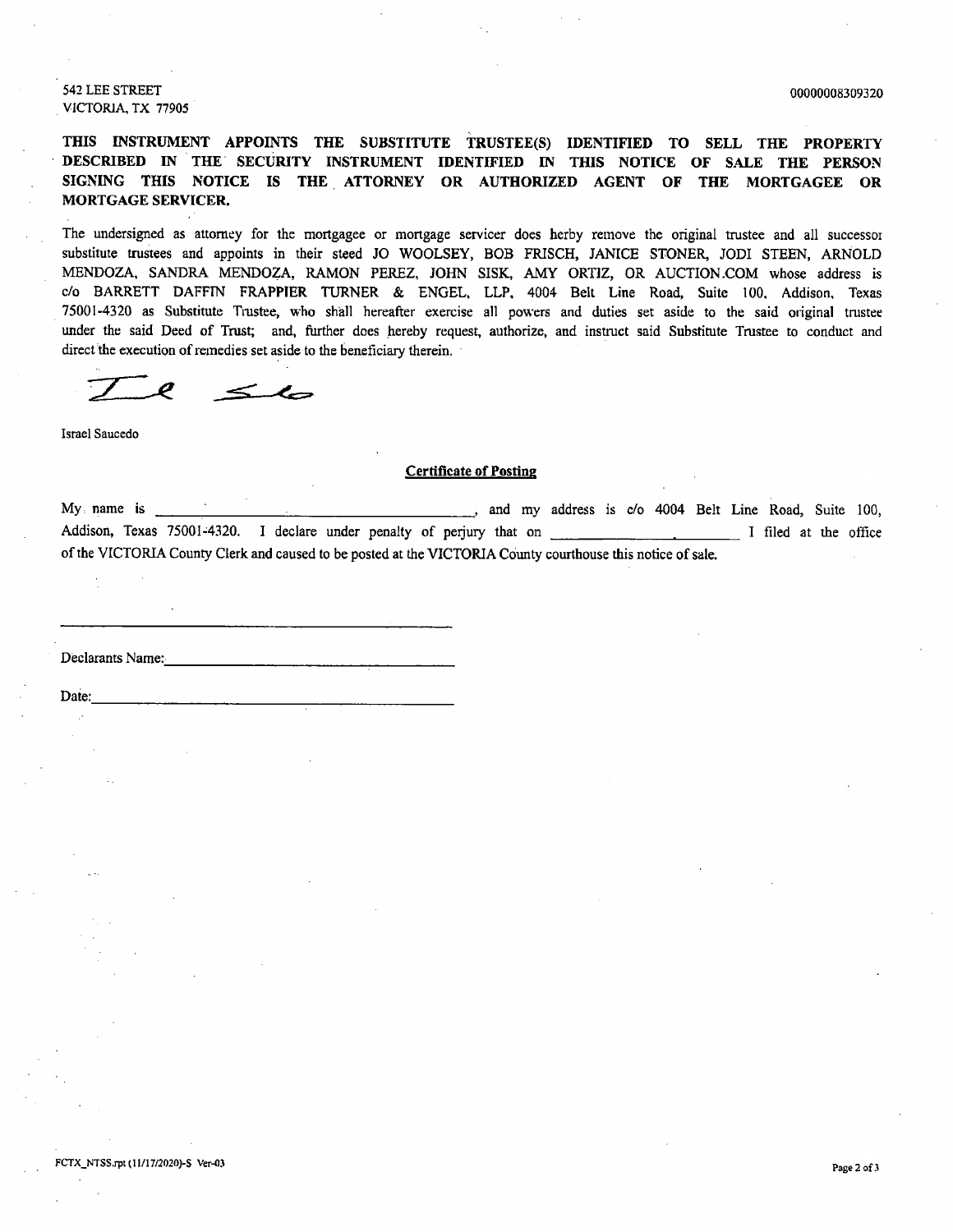542 LEE STREET
VICTORIA, TX 77905

00000008309320

**THIS INSTRUMENT APPOINTS THE SUBSTITUTE TRUSTEE(S) IDENTIFIED TO SELL THE PROPERTY DESCRIBED IN THE SECURITY INSTRUMENT IDENTIFIED IN THIS NOTICE OF SALE THE PERSON SIGNING THIS NOTICE IS THE ATTORNEY OR AUTHORIZED AGENT OF THE MORTGAGEE OR MORTGAGE SERVICER.**

The undersigned as attorney for the mortgagee or mortgage servicer does herby remove the original trustee and all successor substitute trustees and appoints in their steed JO WOOLSEY, BOB FRISCH, JANICE STONER, JODI STEEN, ARNOLD MENDOZA, SANDRA MENDOZA, RAMON PEREZ, JOHN SISK, AMY ORTIZ, OR AUCTION.COM whose address is c/o BARRETT DAFFIN FRAPPIER TURNER & ENGEL, LLP, 4004 Belt Line Road, Suite 100, Addison, Texas 75001-4320 as Substitute Trustee, who shall hereafter exercise all powers and duties set aside to the said original trustee under the said Deed of Trust; and, further does hereby request, authorize, and instruct said Substitute Trustee to conduct and direct the execution of remedies set aside to the beneficiary therein.

Israel Saucedo

**Certificate of Posting**

My name is \_\_\_\_\_\_\_\_\_\_\_\_\_\_\_\_\_\_\_\_\_\_\_\_\_\_\_\_\_\_, and my address is c/o 4004 Belt Line Road, Suite 100, Addison, Texas 75001-4320. I declare under penalty of perjury that on \_\_\_\_\_\_\_\_\_\_\_\_\_\_\_\_\_\_ I filed at the office of the VICTORIA County Clerk and caused to be posted at the VICTORIA County courthouse this notice of sale.

\_\_\_\_\_\_\_\_\_\_\_\_\_\_\_\_\_\_\_\_\_\_\_\_\_\_\_\_\_\_

Declarants Name: \_\_\_\_\_\_\_\_\_\_\_\_\_\_\_\_\_\_\_\_\_\_\_\_\_\_\_\_\_\_

Date: \_\_\_\_\_\_\_\_\_\_\_\_\_\_\_\_\_\_\_\_\_\_\_\_\_\_\_\_\_\_

FCTX_NTSS.rpt (11/17/2020)-S Ver-03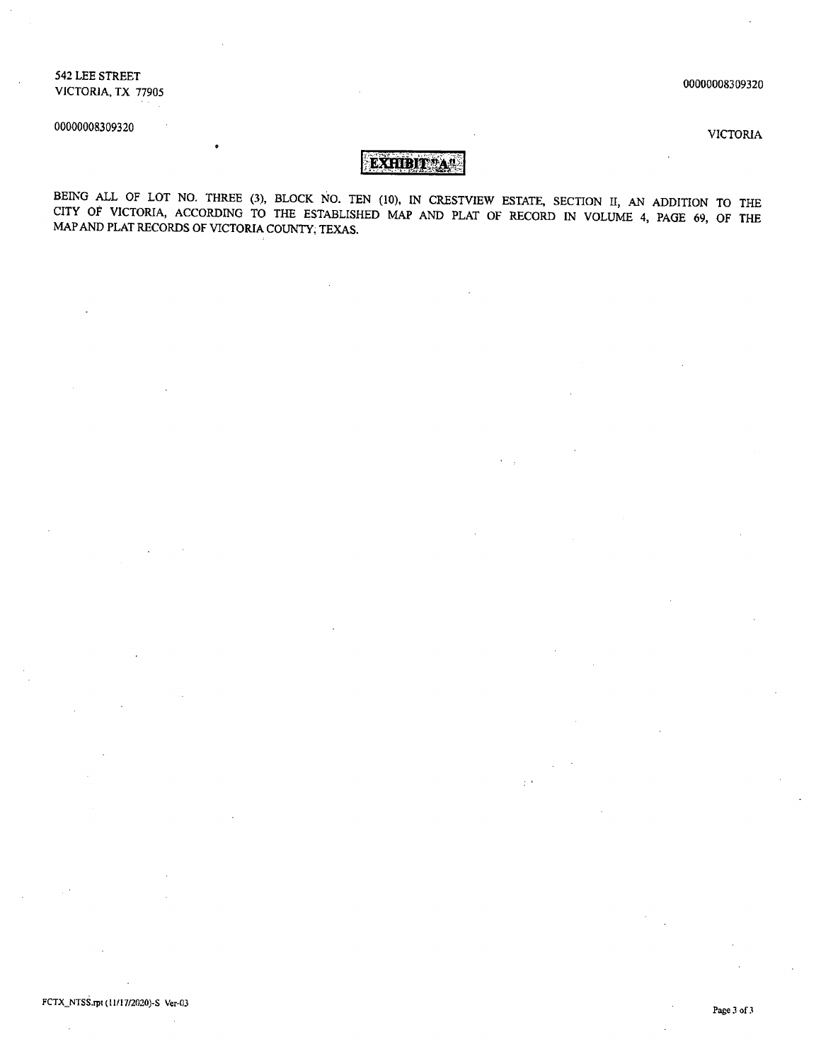542 LEE STREET
VICTORIA, TX 77905

00000008309320

00000008309320

VICTORIA

# EXHIBIT "A"

BEING ALL OF LOT NO. THREE (3), BLOCK NO. TEN (10), IN CRESTVIEW ESTATE, SECTION II, AN ADDITION TO THE CITY OF VICTORIA, ACCORDING TO THE ESTABLISHED MAP AND PLAT OF RECORD IN VOLUME 4, PAGE 69, OF THE MAP AND PLAT RECORDS OF VICTORIA COUNTY, TEXAS.

FCTX_NTSS.rpt (11/17/2020)-S Ver-03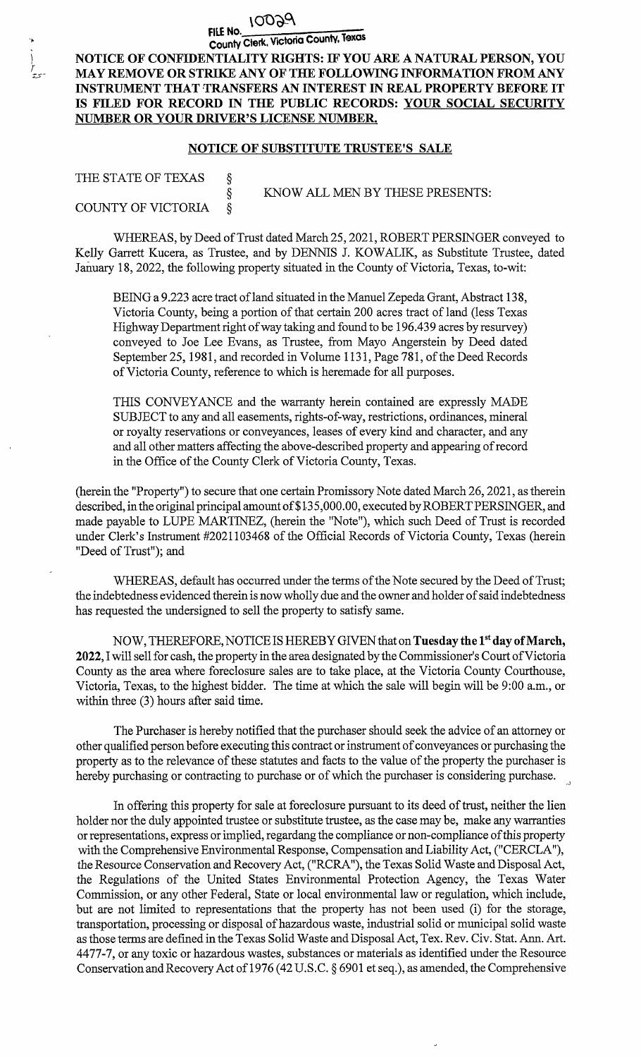10029

FILE No. ______
County Clerk, Victoria County, Texas

**NOTICE OF CONFIDENTIALITY RIGHTS: IF YOU ARE A NATURAL PERSON, YOU MAY REMOVE OR STRIKE ANY OF THE FOLLOWING INFORMATION FROM ANY INSTRUMENT THAT TRANSFERS AN INTEREST IN REAL PROPERTY BEFORE IT IS FILED FOR RECORD IN THE PUBLIC RECORDS: YOUR SOCIAL SECURITY NUMBER OR YOUR DRIVER'S LICENSE NUMBER.**

## NOTICE OF SUBSTITUTE TRUSTEE'S SALE

THE STATE OF TEXAS §
§ KNOW ALL MEN BY THESE PRESENTS:
COUNTY OF VICTORIA §

WHEREAS, by Deed of Trust dated March 25, 2021, ROBERT PERSINGER conveyed to Kelly Garrett Kucera, as Trustee, and by DENNIS J. KOWALIK, as Substitute Trustee, dated January 18, 2022, the following property situated in the County of Victoria, Texas, to-wit:

BEING a 9.223 acre tract of land situated in the Manuel Zepeda Grant, Abstract 138, Victoria County, being a portion of that certain 200 acres tract of land (less Texas Highway Department right of way taking and found to be 196.439 acres by resurvey) conveyed to Joe Lee Evans, as Trustee, from Mayo Angerstein by Deed dated September 25, 1981, and recorded in Volume 1131, Page 781, of the Deed Records of Victoria County, reference to which is heremade for all purposes.

THIS CONVEYANCE and the warranty herein contained are expressly MADE SUBJECT to any and all easements, rights-of-way, restrictions, ordinances, mineral or royalty reservations or conveyances, leases of every kind and character, and any and all other matters affecting the above-described property and appearing of record in the Office of the County Clerk of Victoria County, Texas.

(herein the "Property") to secure that one certain Promissory Note dated March 26, 2021, as therein described, in the original principal amount of $135,000.00, executed by ROBERT PERSINGER, and made payable to LUPE MARTINEZ, (herein the "Note"), which such Deed of Trust is recorded under Clerk's Instrument #2021103468 of the Official Records of Victoria County, Texas (herein "Deed of Trust"); and

WHEREAS, default has occurred under the terms of the Note secured by the Deed of Trust; the indebtedness evidenced therein is now wholly due and the owner and holder of said indebtedness has requested the undersigned to sell the property to satisfy same.

NOW, THEREFORE, NOTICE IS HEREBY GIVEN that on **Tuesday the 1st day of March, 2022,** I will sell for cash, the property in the area designated by the Commissioner's Court of Victoria County as the area where foreclosure sales are to take place, at the Victoria County Courthouse, Victoria, Texas, to the highest bidder. The time at which the sale will begin will be 9:00 a.m., or within three (3) hours after said time.

The Purchaser is hereby notified that the purchaser should seek the advice of an attorney or other qualified person before executing this contract or instrument of conveyances or purchasing the property as to the relevance of these statutes and facts to the value of the property the purchaser is hereby purchasing or contracting to purchase or of which the purchaser is considering purchase.

In offering this property for sale at foreclosure pursuant to its deed of trust, neither the lien holder nor the duly appointed trustee or substitute trustee, as the case may be, make any warranties or representations, express or implied, regardang the compliance or non-compliance of this property with the Comprehensive Environmental Response, Compensation and Liability Act, ("CERCLA"), the Resource Conservation and Recovery Act, ("RCRA"), the Texas Solid Waste and Disposal Act, the Regulations of the United States Environmental Protection Agency, the Texas Water Commission, or any other Federal, State or local environmental law or regulation, which include, but are not limited to representations that the property has not been used (i) for the storage, transportation, processing or disposal of hazardous waste, industrial solid or municipal solid waste as those terms are defined in the Texas Solid Waste and Disposal Act, Tex. Rev. Civ. Stat. Ann. Art. 4477-7, or any toxic or hazardous wastes, substances or materials as identified under the Resource Conservation and Recovery Act of 1976 (42 U.S.C. § 6901 et seq.), as amended, the Comprehensive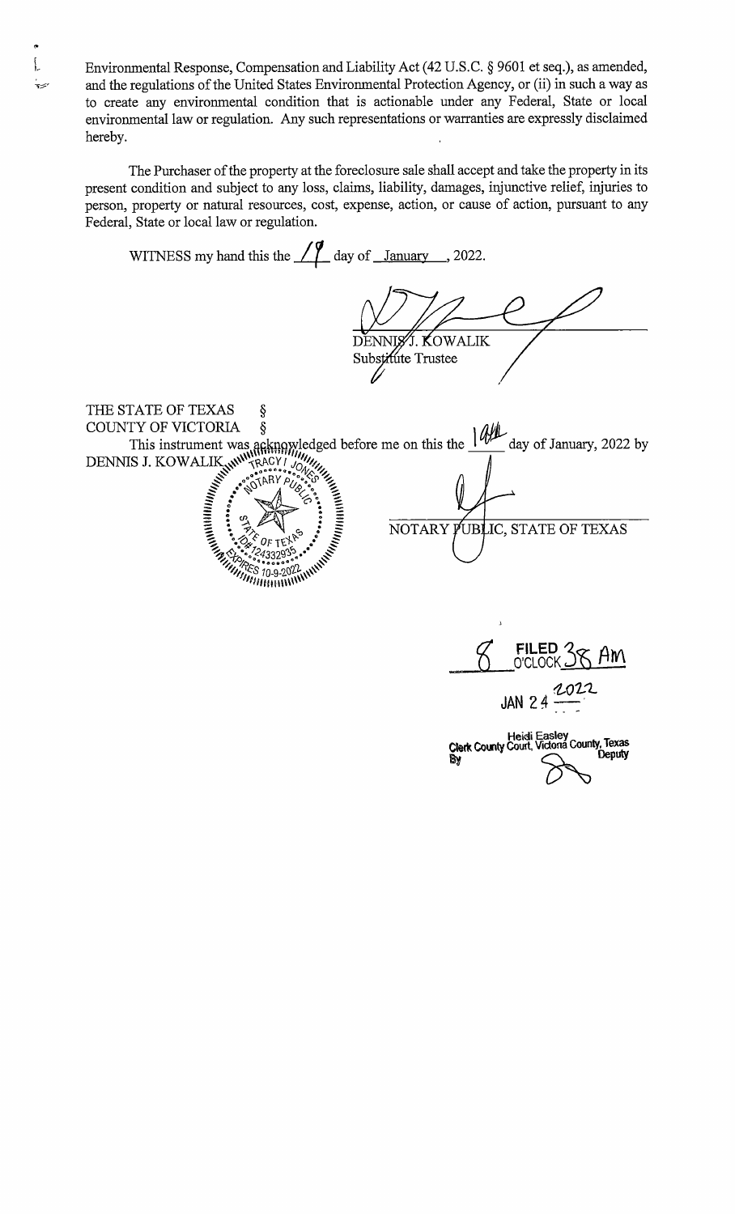Environmental Response, Compensation and Liability Act (42 U.S.C. § 9601 et seq.), as amended, and the regulations of the United States Environmental Protection Agency, or (ii) in such a way as to create any environmental condition that is actionable under any Federal, State or local environmental law or regulation. Any such representations or warranties are expressly disclaimed hereby.

The Purchaser of the property at the foreclosure sale shall accept and take the property in its present condition and subject to any loss, claims, liability, damages, injunctive relief, injuries to person, property or natural resources, cost, expense, action, or cause of action, pursuant to any Federal, State or local law or regulation.

WITNESS my hand this the 19 day of January, 2022.

DENNIS J. KOWALIK
Substitute Trustee

THE STATE OF TEXAS §
COUNTY OF VICTORIA §

This instrument was acknowledged before me on this the 19th day of January, 2022 by DENNIS J. KOWALIK.

TRACY I JONES
NOTARY PUBLIC
STATE OF TEXAS
ID# 124332935
EXPIRES 10-9-2022

NOTARY PUBLIC, STATE OF TEXAS

FILED 8 O'CLOCK 38 AM
JAN 24 2022
Heidi Easley
Clerk County Court, Victoria County, Texas
By Deputy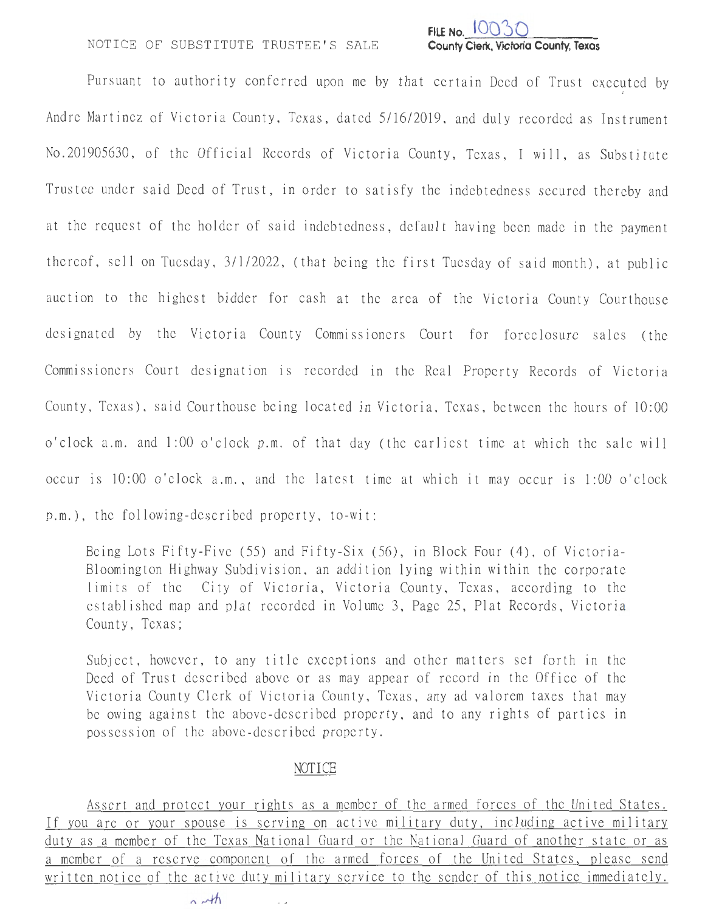FILE No. 10030
County Clerk, Victoria County, Texas

NOTICE OF SUBSTITUTE TRUSTEE'S SALE

Pursuant to authority conferred upon me by that certain Deed of Trust executed by Andre Martinez of Victoria County, Texas, dated 5/16/2019, and duly recorded as Instrument No.201905630, of the Official Records of Victoria County, Texas, I will, as Substitute Trustee under said Deed of Trust, in order to satisfy the indebtedness secured thereby and at the request of the holder of said indebtedness, default having been made in the payment thereof, sell on Tuesday, 3/1/2022, (that being the first Tuesday of said month), at public auction to the highest bidder for cash at the area of the Victoria County Courthouse designated by the Victoria County Commissioners Court for foreclosure sales (the Commissioners Court designation is recorded in the Real Property Records of Victoria County, Texas), said Courthouse being located in Victoria, Texas, between the hours of 10:00 o'clock a.m. and 1:00 o'clock p.m. of that day (the earliest time at which the sale will occur is 10:00 o'clock a.m., and the latest time at which it may occur is 1:00 o'clock p.m.), the following-described property, to-wit:

Being Lots Fifty-Five (55) and Fifty-Six (56), in Block Four (4), of Victoria-Bloomington Highway Subdivision, an addition lying within within the corporate limits of the City of Victoria, Victoria County, Texas, according to the established map and plat recorded in Volume 3, Page 25, Plat Records, Victoria County, Texas;

Subject, however, to any title exceptions and other matters set forth in the Deed of Trust described above or as may appear of record in the Office of the Victoria County Clerk of Victoria County, Texas, any ad valorem taxes that may be owing against the above-described property, and to any rights of parties in possession of the above-described property.

NOTICE

Assert and protect your rights as a member of the armed forces of the United States. If you are or your spouse is serving on active military duty, including active military duty as a member of the Texas National Guard or the National Guard of another state or as a member of a reserve component of the armed forces of the United States, please send written notice of the active duty military service to the sender of this notice immediately.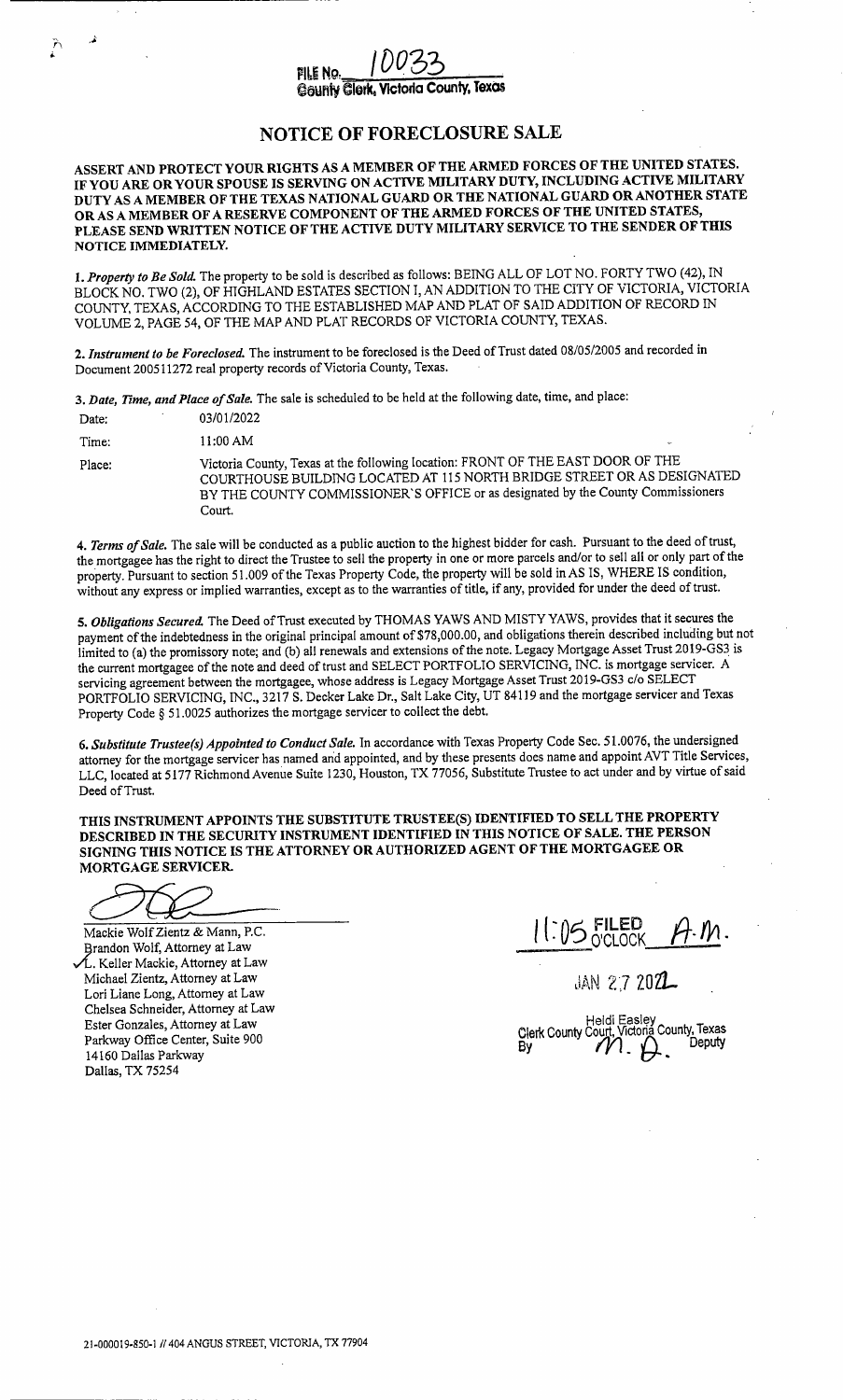FILE No. 10033
County Clerk, Victoria County, Texas

# NOTICE OF FORECLOSURE SALE

**ASSERT AND PROTECT YOUR RIGHTS AS A MEMBER OF THE ARMED FORCES OF THE UNITED STATES. IF YOU ARE OR YOUR SPOUSE IS SERVING ON ACTIVE MILITARY DUTY, INCLUDING ACTIVE MILITARY DUTY AS A MEMBER OF THE TEXAS NATIONAL GUARD OR THE NATIONAL GUARD OR ANOTHER STATE OR AS A MEMBER OF A RESERVE COMPONENT OF THE ARMED FORCES OF THE UNITED STATES, PLEASE SEND WRITTEN NOTICE OF THE ACTIVE DUTY MILITARY SERVICE TO THE SENDER OF THIS NOTICE IMMEDIATELY.**

1. ***Property to Be Sold.*** The property to be sold is described as follows: BEING ALL OF LOT NO. FORTY TWO (42), IN BLOCK NO. TWO (2), OF HIGHLAND ESTATES SECTION I, AN ADDITION TO THE CITY OF VICTORIA, VICTORIA COUNTY, TEXAS, ACCORDING TO THE ESTABLISHED MAP AND PLAT OF SAID ADDITION OF RECORD IN VOLUME 2, PAGE 54, OF THE MAP AND PLAT RECORDS OF VICTORIA COUNTY, TEXAS.

2. ***Instrument to be Foreclosed.*** The instrument to be foreclosed is the Deed of Trust dated 08/05/2005 and recorded in Document 200511272 real property records of Victoria County, Texas.

3. ***Date, Time, and Place of Sale.*** The sale is scheduled to be held at the following date, time, and place:

| | |
|---|---|
| Date: | 03/01/2022 |
| Time: | 11:00 AM |
| Place: | Victoria County, Texas at the following location: FRONT OF THE EAST DOOR OF THE COURTHOUSE BUILDING LOCATED AT 115 NORTH BRIDGE STREET OR AS DESIGNATED BY THE COUNTY COMMISSIONER'S OFFICE or as designated by the County Commissioners Court. |

4. ***Terms of Sale.*** The sale will be conducted as a public auction to the highest bidder for cash. Pursuant to the deed of trust, the mortgagee has the right to direct the Trustee to sell the property in one or more parcels and/or to sell all or only part of the property. Pursuant to section 51.009 of the Texas Property Code, the property will be sold in AS IS, WHERE IS condition, without any express or implied warranties, except as to the warranties of title, if any, provided for under the deed of trust.

5. ***Obligations Secured.*** The Deed of Trust executed by THOMAS YAWS AND MISTY YAWS, provides that it secures the payment of the indebtedness in the original principal amount of $78,000.00, and obligations therein described including but not limited to (a) the promissory note; and (b) all renewals and extensions of the note. Legacy Mortgage Asset Trust 2019-GS3 is the current mortgagee of the note and deed of trust and SELECT PORTFOLIO SERVICING, INC. is mortgage servicer. A servicing agreement between the mortgagee, whose address is Legacy Mortgage Asset Trust 2019-GS3 c/o SELECT PORTFOLIO SERVICING, INC., 3217 S. Decker Lake Dr., Salt Lake City, UT 84119 and the mortgage servicer and Texas Property Code § 51.0025 authorizes the mortgage servicer to collect the debt.

6. ***Substitute Trustee(s) Appointed to Conduct Sale.*** In accordance with Texas Property Code Sec. 51.0076, the undersigned attorney for the mortgage servicer has named and appointed, and by these presents does name and appoint AVT Title Services, LLC, located at 5177 Richmond Avenue Suite 1230, Houston, TX 77056, Substitute Trustee to act under and by virtue of said Deed of Trust.

**THIS INSTRUMENT APPOINTS THE SUBSTITUTE TRUSTEE(S) IDENTIFIED TO SELL THE PROPERTY DESCRIBED IN THE SECURITY INSTRUMENT IDENTIFIED IN THIS NOTICE OF SALE. THE PERSON SIGNING THIS NOTICE IS THE ATTORNEY OR AUTHORIZED AGENT OF THE MORTGAGEE OR MORTGAGE SERVICER.**

Mackie Wolf Zientz & Mann, P.C.
Brandon Wolf, Attorney at Law
✓L. Keller Mackie, Attorney at Law
Michael Zientz, Attorney at Law
Lori Liane Long, Attorney at Law
Chelsea Schneider, Attorney at Law
Ester Gonzales, Attorney at Law
Parkway Office Center, Suite 900
14160 Dallas Parkway
Dallas, TX 75254

11:05 FILED O'CLOCK A.M.

JAN 27 2022

Heidi Easley
Clerk County Court, Victoria County, Texas
By M. D. Deputy

21-000019-850-1 // 404 ANGUS STREET, VICTORIA, TX 77904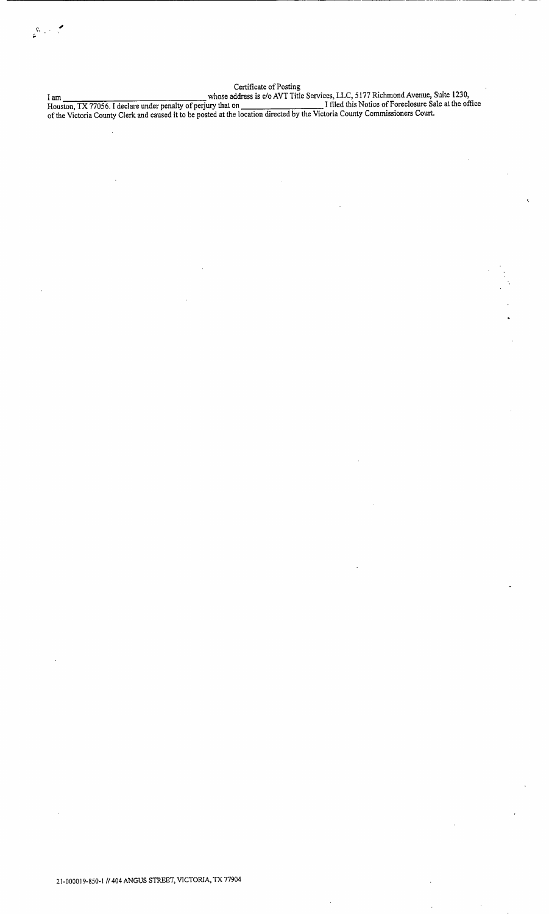Certificate of Posting

I am ______________________________ whose address is c/o AVT Title Services, LLC, 5177 Richmond Avenue, Suite 1230, Houston, TX 77056. I declare under penalty of perjury that on ________________ I filed this Notice of Foreclosure Sale at the office of the Victoria County Clerk and caused it to be posted at the location directed by the Victoria County Commissioners Court.

21-000019-850-1 // 404 ANGUS STREET, VICTORIA, TX 77904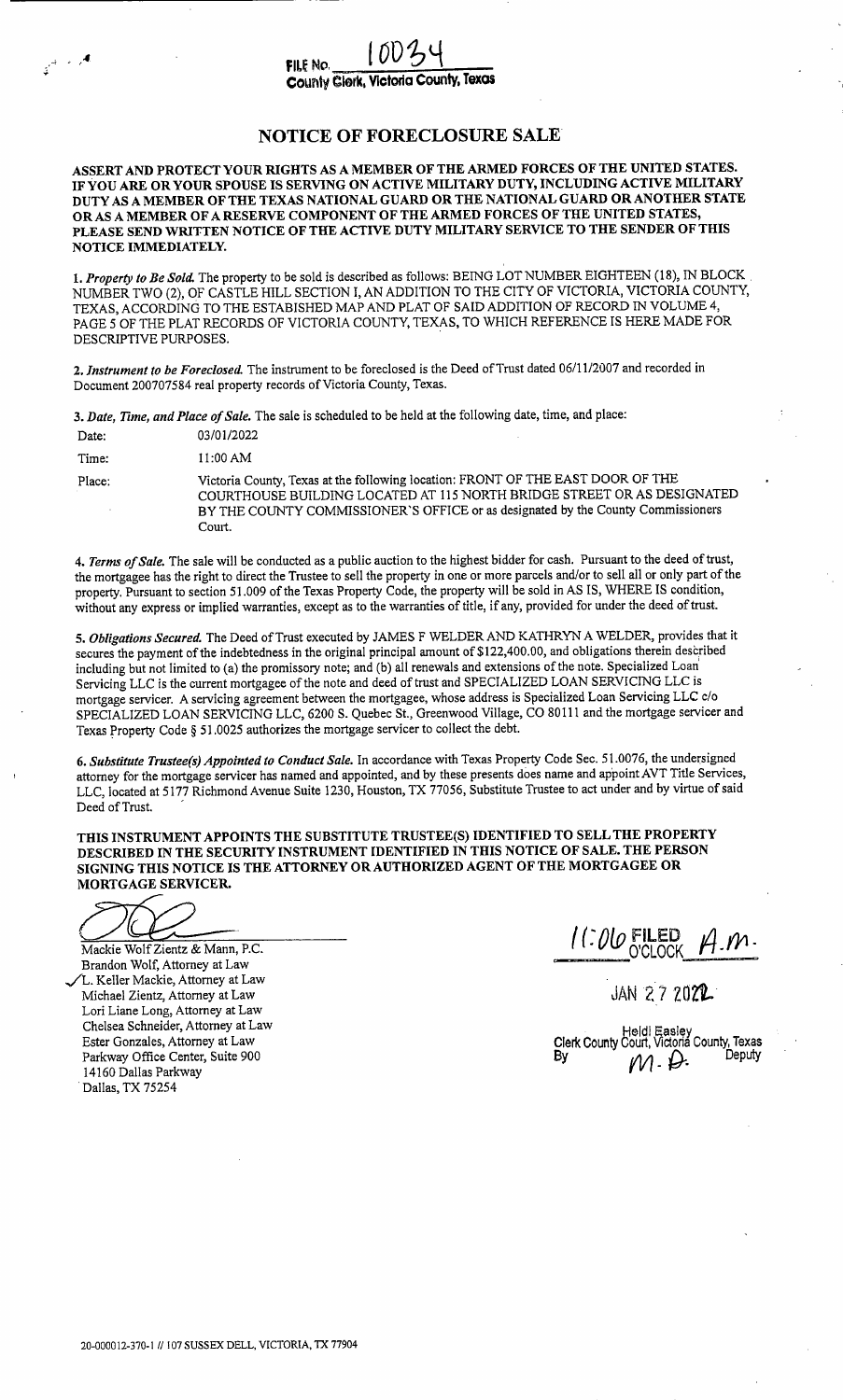FILE No. 10034
County Clerk, Victoria County, Texas

# NOTICE OF FORECLOSURE SALE

**ASSERT AND PROTECT YOUR RIGHTS AS A MEMBER OF THE ARMED FORCES OF THE UNITED STATES. IF YOU ARE OR YOUR SPOUSE IS SERVING ON ACTIVE MILITARY DUTY, INCLUDING ACTIVE MILITARY DUTY AS A MEMBER OF THE TEXAS NATIONAL GUARD OR THE NATIONAL GUARD OR ANOTHER STATE OR AS A MEMBER OF A RESERVE COMPONENT OF THE ARMED FORCES OF THE UNITED STATES, PLEASE SEND WRITTEN NOTICE OF THE ACTIVE DUTY MILITARY SERVICE TO THE SENDER OF THIS NOTICE IMMEDIATELY.**

1. *Property to Be Sold.* The property to be sold is described as follows: BEING LOT NUMBER EIGHTEEN (18), IN BLOCK NUMBER TWO (2), OF CASTLE HILL SECTION I, AN ADDITION TO THE CITY OF VICTORIA, VICTORIA COUNTY, TEXAS, ACCORDING TO THE ESTABISHED MAP AND PLAT OF SAID ADDITION OF RECORD IN VOLUME 4, PAGE 5 OF THE PLAT RECORDS OF VICTORIA COUNTY, TEXAS, TO WHICH REFERENCE IS HERE MADE FOR DESCRIPTIVE PURPOSES.

2. *Instrument to be Foreclosed.* The instrument to be foreclosed is the Deed of Trust dated 06/11/2007 and recorded in Document 200707584 real property records of Victoria County, Texas.

3. *Date, Time, and Place of Sale.* The sale is scheduled to be held at the following date, time, and place:

Date: 03/01/2022

Time: 11:00 AM

Place: Victoria County, Texas at the following location: FRONT OF THE EAST DOOR OF THE COURTHOUSE BUILDING LOCATED AT 115 NORTH BRIDGE STREET OR AS DESIGNATED BY THE COUNTY COMMISSIONER'S OFFICE or as designated by the County Commissioners Court.

4. *Terms of Sale.* The sale will be conducted as a public auction to the highest bidder for cash. Pursuant to the deed of trust, the mortgagee has the right to direct the Trustee to sell the property in one or more parcels and/or to sell all or only part of the property. Pursuant to section 51.009 of the Texas Property Code, the property will be sold in AS IS, WHERE IS condition, without any express or implied warranties, except as to the warranties of title, if any, provided for under the deed of trust.

5. *Obligations Secured.* The Deed of Trust executed by JAMES F WELDER AND KATHRYN A WELDER, provides that it secures the payment of the indebtedness in the original principal amount of $122,400.00, and obligations therein described including but not limited to (a) the promissory note; and (b) all renewals and extensions of the note. Specialized Loan Servicing LLC is the current mortgagee of the note and deed of trust and SPECIALIZED LOAN SERVICING LLC is mortgage servicer. A servicing agreement between the mortgagee, whose address is Specialized Loan Servicing LLC c/o SPECIALIZED LOAN SERVICING LLC, 6200 S. Quebec St., Greenwood Village, CO 80111 and the mortgage servicer and Texas Property Code § 51.0025 authorizes the mortgage servicer to collect the debt.

6. *Substitute Trustee(s) Appointed to Conduct Sale.* In accordance with Texas Property Code Sec. 51.0076, the undersigned attorney for the mortgage servicer has named and appointed, and by these presents does name and appoint AVT Title Services, LLC, located at 5177 Richmond Avenue Suite 1230, Houston, TX 77056, Substitute Trustee to act under and by virtue of said Deed of Trust.

**THIS INSTRUMENT APPOINTS THE SUBSTITUTE TRUSTEE(S) IDENTIFIED TO SELL THE PROPERTY DESCRIBED IN THE SECURITY INSTRUMENT IDENTIFIED IN THIS NOTICE OF SALE. THE PERSON SIGNING THIS NOTICE IS THE ATTORNEY OR AUTHORIZED AGENT OF THE MORTGAGEE OR MORTGAGE SERVICER.**

Mackie Wolf Zientz & Mann, P.C.
Brandon Wolf, Attorney at Law
✓L. Keller Mackie, Attorney at Law
Michael Zientz, Attorney at Law
Lori Liane Long, Attorney at Law
Chelsea Schneider, Attorney at Law
Ester Gonzales, Attorney at Law
Parkway Office Center, Suite 900
14160 Dallas Parkway
Dallas, TX 75254

11:06 FILED O'CLOCK A.M.

JAN 27 2022

Heidi Easley
Clerk County Court, Victoria County, Texas
By M.D. Deputy

20-000012-370-1 // 107 SUSSEX DELL, VICTORIA, TX 77904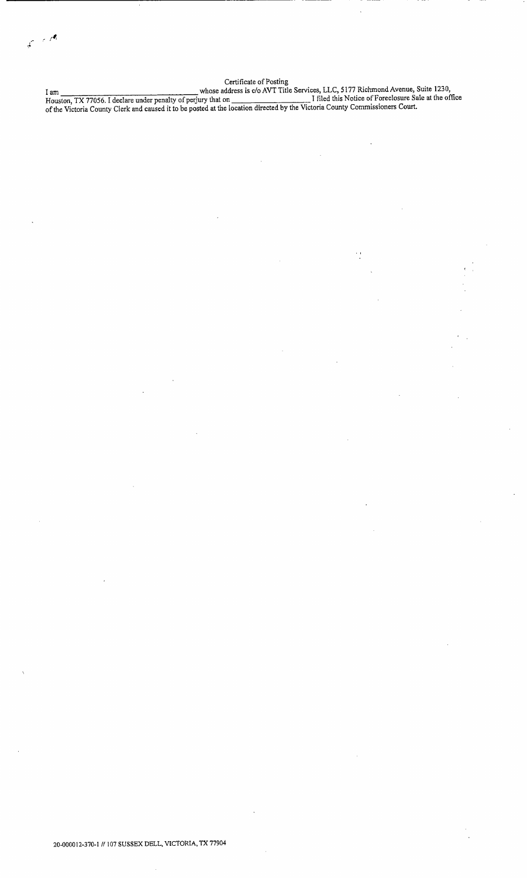Certificate of Posting

I am \_\_\_\_\_\_\_\_\_\_\_\_\_\_\_\_\_\_\_\_\_\_\_\_\_\_\_\_\_\_\_\_ whose address is c/o AVT Title Services, LLC, 5177 Richmond Avenue, Suite 1230, Houston, TX 77056. I declare under penalty of perjury that on \_\_\_\_\_\_\_\_\_\_\_\_\_\_\_\_\_\_\_\_ I filed this Notice of Foreclosure Sale at the office of the Victoria County Clerk and caused it to be posted at the location directed by the Victoria County Commissioners Court.

20-000012-370-1 // 107 SUSSEX DELL, VICTORIA, TX 77904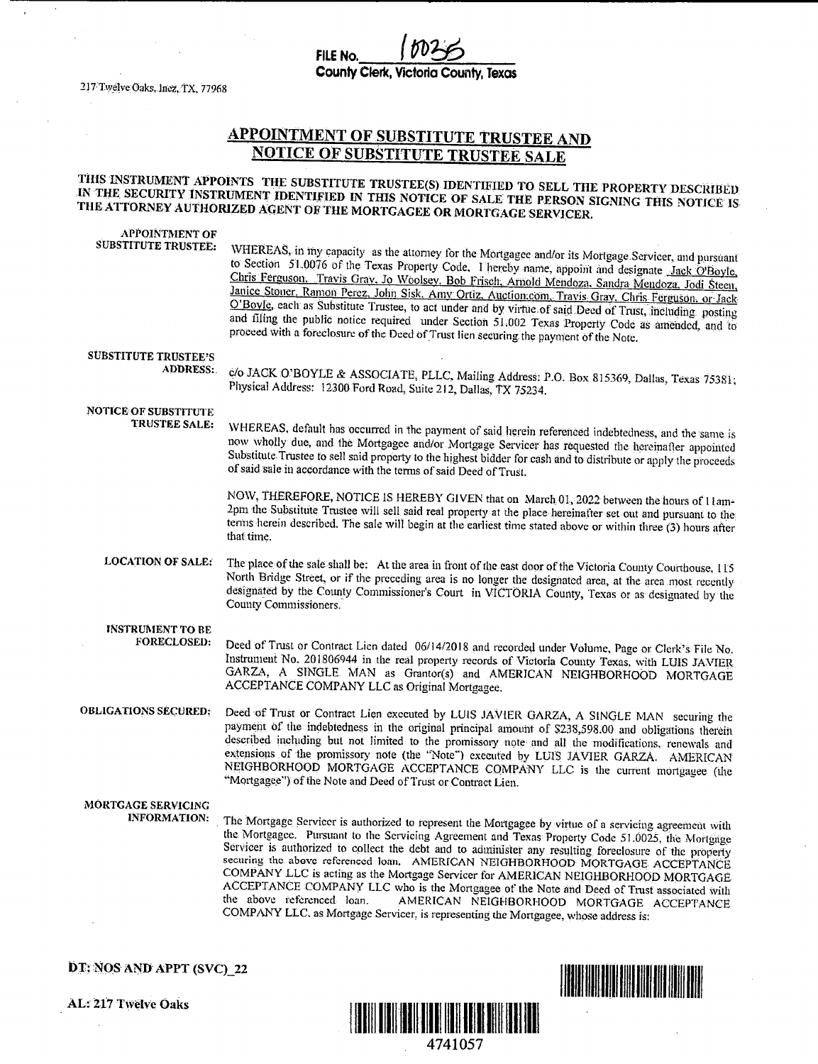FILE No. 10035
County Clerk, Victoria County, Texas

217 Twelve Oaks, Inez, TX, 77968

# APPOINTMENT OF SUBSTITUTE TRUSTEE AND NOTICE OF SUBSTITUTE TRUSTEE SALE

**THIS INSTRUMENT APPOINTS THE SUBSTITUTE TRUSTEE(S) IDENTIFIED TO SELL THE PROPERTY DESCRIBED IN THE SECURITY INSTRUMENT IDENTIFIED IN THIS NOTICE OF SALE THE PERSON SIGNING THIS NOTICE IS THE ATTORNEY AUTHORIZED AGENT OF THE MORTGAGEE OR MORTGAGE SERVICER.**

**APPOINTMENT OF SUBSTITUTE TRUSTEE:** WHEREAS, in my capacity as the attorney for the Mortgagee and/or its Mortgage Servicer, and pursuant to Section 51.0076 of the Texas Property Code, I hereby name, appoint and designate Jack O'Boyle, Chris Ferguson, Travis Gray, Jo Woolsey, Bob Frisch, Arnold Mendoza, Sandra Mendoza, Jodi Steen, Janice Stoner, Ramon Perez, John Sisk, Amy Ortiz, Auction.com, Travis Gray, Chris Ferguson, or Jack O'Boyle, each as Substitute Trustee, to act under and by virtue of said Deed of Trust, including posting and filing the public notice required under Section 51.002 Texas Property Code as amended, and to proceed with a foreclosure of the Deed of Trust lien securing the payment of the Note.

**SUBSTITUTE TRUSTEE'S ADDRESS:** c/o JACK O'BOYLE & ASSOCIATE, PLLC, Mailing Address: P.O. Box 815369, Dallas, Texas 75381; Physical Address: 12300 Ford Road, Suite 212, Dallas, TX 75234.

**NOTICE OF SUBSTITUTE TRUSTEE SALE:** WHEREAS, default has occurred in the payment of said herein referenced indebtedness, and the same is now wholly due, and the Mortgagee and/or Mortgage Servicer has requested the hereinafter appointed Substitute Trustee to sell said property to the highest bidder for cash and to distribute or apply the proceeds of said sale in accordance with the terms of said Deed of Trust.

NOW, THEREFORE, NOTICE IS HEREBY GIVEN that on March 01, 2022 between the hours of 11am-2pm the Substitute Trustee will sell said real property at the place hereinafter set out and pursuant to the terms herein described. The sale will begin at the earliest time stated above or within three (3) hours after that time.

**LOCATION OF SALE:** The place of the sale shall be: At the area in front of the east door of the Victoria County Courthouse, 115 North Bridge Street, or if the preceding area is no longer the designated area, at the area most recently designated by the County Commissioner's Court in VICTORIA County, Texas or as designated by the County Commissioners.

**INSTRUMENT TO BE FORECLOSED:** Deed of Trust or Contract Lien dated 06/14/2018 and recorded under Volume, Page or Clerk's File No. Instrument No. 201806944 in the real property records of Victoria County Texas, with LUIS JAVIER GARZA, A SINGLE MAN as Grantor(s) and AMERICAN NEIGHBORHOOD MORTGAGE ACCEPTANCE COMPANY LLC as Original Mortgagee.

**OBLIGATIONS SECURED:** Deed of Trust or Contract Lien executed by LUIS JAVIER GARZA, A SINGLE MAN securing the payment of the indebtedness in the original principal amount of $238,598.00 and obligations therein described including but not limited to the promissory note and all the modifications, renewals and extensions of the promissory note (the "Note") executed by LUIS JAVIER GARZA. AMERICAN NEIGHBORHOOD MORTGAGE ACCEPTANCE COMPANY LLC is the current mortgagee (the "Mortgagee") of the Note and Deed of Trust or Contract Lien.

**MORTGAGE SERVICING INFORMATION:** The Mortgage Servicer is authorized to represent the Mortgagee by virtue of a servicing agreement with the Mortgagee. Pursuant to the Servicing Agreement and Texas Property Code 51.0025, the Mortgage Servicer is authorized to collect the debt and to administer any resulting foreclosure of the property securing the above referenced loan. AMERICAN NEIGHBORHOOD MORTGAGE ACCEPTANCE COMPANY LLC is acting as the Mortgage Servicer for AMERICAN NEIGHBORHOOD MORTGAGE ACCEPTANCE COMPANY LLC who is the Mortgagee of the Note and Deed of Trust associated with the above referenced loan. AMERICAN NEIGHBORHOOD MORTGAGE ACCEPTANCE COMPANY LLC, as Mortgage Servicer, is representing the Mortgagee, whose address is:

**DT: NOS AND APPT (SVC)_22**

**AL: 217 Twelve Oaks**

4741057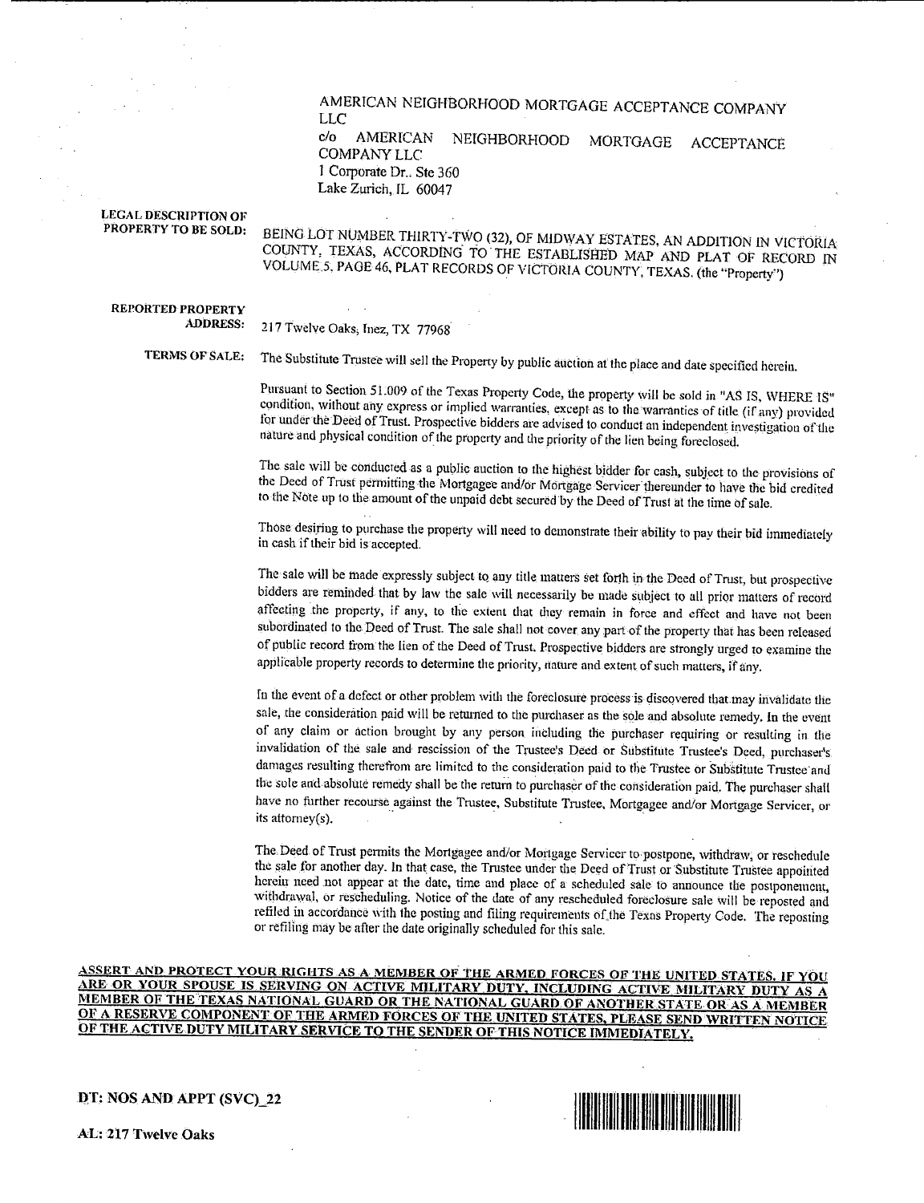AMERICAN NEIGHBORHOOD MORTGAGE ACCEPTANCE COMPANY LLC
c/o AMERICAN NEIGHBORHOOD MORTGAGE ACCEPTANCE COMPANY LLC
1 Corporate Dr., Ste 360
Lake Zurich, IL 60047

**LEGAL DESCRIPTION OF PROPERTY TO BE SOLD:** BEING LOT NUMBER THIRTY-TWO (32), OF MIDWAY ESTATES, AN ADDITION IN VICTORIA COUNTY, TEXAS, ACCORDING TO THE ESTABLISHED MAP AND PLAT OF RECORD IN VOLUME 5, PAGE 46, PLAT RECORDS OF VICTORIA COUNTY, TEXAS. (the "Property")

**REPORTED PROPERTY ADDRESS:** 217 Twelve Oaks, Inez, TX 77968

**TERMS OF SALE:** The Substitute Trustee will sell the Property by public auction at the place and date specified herein.

Pursuant to Section 51.009 of the Texas Property Code, the property will be sold in "AS IS, WHERE IS" condition, without any express or implied warranties, except as to the warranties of title (if any) provided for under the Deed of Trust. Prospective bidders are advised to conduct an independent investigation of the nature and physical condition of the property and the priority of the lien being foreclosed.

The sale will be conducted as a public auction to the highest bidder for cash, subject to the provisions of the Deed of Trust permitting the Mortgagee and/or Mortgage Servicer thereunder to have the bid credited to the Note up to the amount of the unpaid debt secured by the Deed of Trust at the time of sale.

Those desiring to purchase the property will need to demonstrate their ability to pay their bid immediately in cash if their bid is accepted.

The sale will be made expressly subject to any title matters set forth in the Deed of Trust, but prospective bidders are reminded that by law the sale will necessarily be made subject to all prior matters of record affecting the property, if any, to the extent that they remain in force and effect and have not been subordinated to the Deed of Trust. The sale shall not cover any part of the property that has been released of public record from the lien of the Deed of Trust. Prospective bidders are strongly urged to examine the applicable property records to determine the priority, nature and extent of such matters, if any.

In the event of a defect or other problem with the foreclosure process is discovered that may invalidate the sale, the consideration paid will be returned to the purchaser as the sole and absolute remedy. In the event of any claim or action brought by any person including the purchaser requiring or resulting in the invalidation of the sale and rescission of the Trustee's Deed or Substitute Trustee's Deed, purchaser's damages resulting therefrom are limited to the consideration paid to the Trustee or Substitute Trustee and the sole and absolute remedy shall be the return to purchaser of the consideration paid. The purchaser shall have no further recourse against the Trustee, Substitute Trustee, Mortgagee and/or Mortgage Servicer, or its attorney(s).

The Deed of Trust permits the Mortgagee and/or Mortgage Servicer to postpone, withdraw, or reschedule the sale for another day. In that case, the Trustee under the Deed of Trust or Substitute Trustee appointed herein need not appear at the date, time and place of a scheduled sale to announce the postponement, withdrawal, or rescheduling. Notice of the date of any rescheduled foreclosure sale will be reposted and refiled in accordance with the posting and filing requirements of the Texas Property Code. The reposting or refiling may be after the date originally scheduled for this sale.

**ASSERT AND PROTECT YOUR RIGHTS AS A MEMBER OF THE ARMED FORCES OF THE UNITED STATES. IF YOU ARE OR YOUR SPOUSE IS SERVING ON ACTIVE MILITARY DUTY, INCLUDING ACTIVE MILITARY DUTY AS A MEMBER OF THE TEXAS NATIONAL GUARD OR THE NATIONAL GUARD OF ANOTHER STATE OR AS A MEMBER OF A RESERVE COMPONENT OF THE ARMED FORCES OF THE UNITED STATES, PLEASE SEND WRITTEN NOTICE OF THE ACTIVE DUTY MILITARY SERVICE TO THE SENDER OF THIS NOTICE IMMEDIATELY.**

**DT: NOS AND APPT (SVC)_22**

**AL: 217 Twelve Oaks**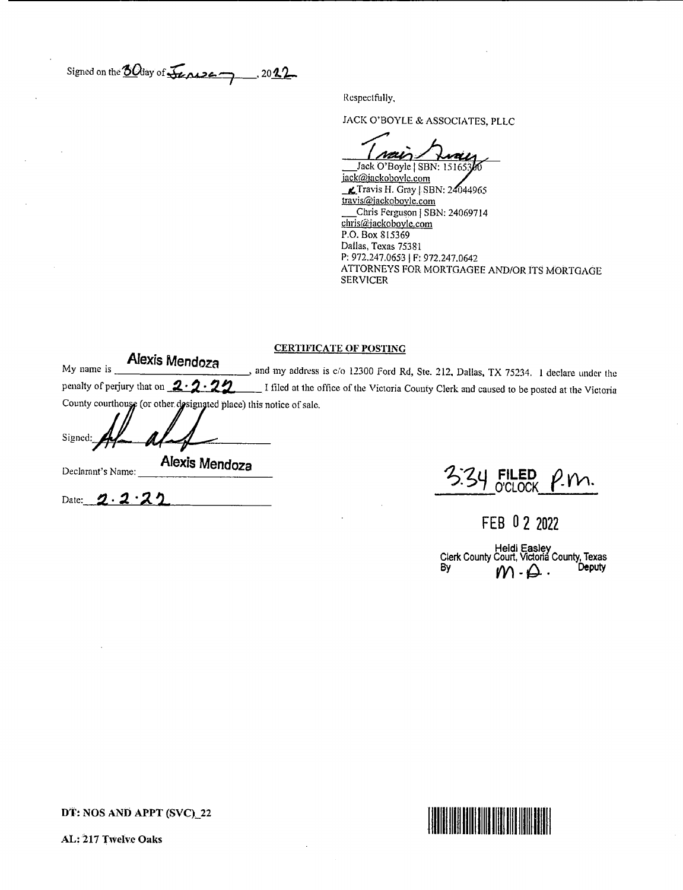Signed on the 30 day of January, 2022

Respectfully,

JACK O'BOYLE & ASSOCIATES, PLLC

___Jack O'Boyle | SBN: 15165300
jack@jackoboyle.com
✓ Travis H. Gray | SBN: 24044965
travis@jackoboyle.com
___Chris Ferguson | SBN: 24069714
chris@jackoboyle.com
P.O. Box 815369
Dallas, Texas 75381
P: 972.247.0653 | F: 972.247.0642
ATTORNEYS FOR MORTGAGEE AND/OR ITS MORTGAGE SERVICER

## CERTIFICATE OF POSTING

My name is **Alexis Mendoza**, and my address is c/o 12300 Ford Rd, Ste. 212, Dallas, TX 75234. I declare under the penalty of perjury that on **2.2.22** I filed at the office of the Victoria County Clerk and caused to be posted at the Victoria County courthouse (or other designated place) this notice of sale.

Signed: ______________________

Declarant's Name: **Alexis Mendoza**

Date: **2.2.22**

3:34 FILED O'CLOCK P.M.

FEB 02 2022

Heidi Easley
Clerk County Court, Victoria County, Texas
By M.A. Deputy

**DT: NOS AND APPT (SVC)_22**

**AL: 217 Twelve Oaks**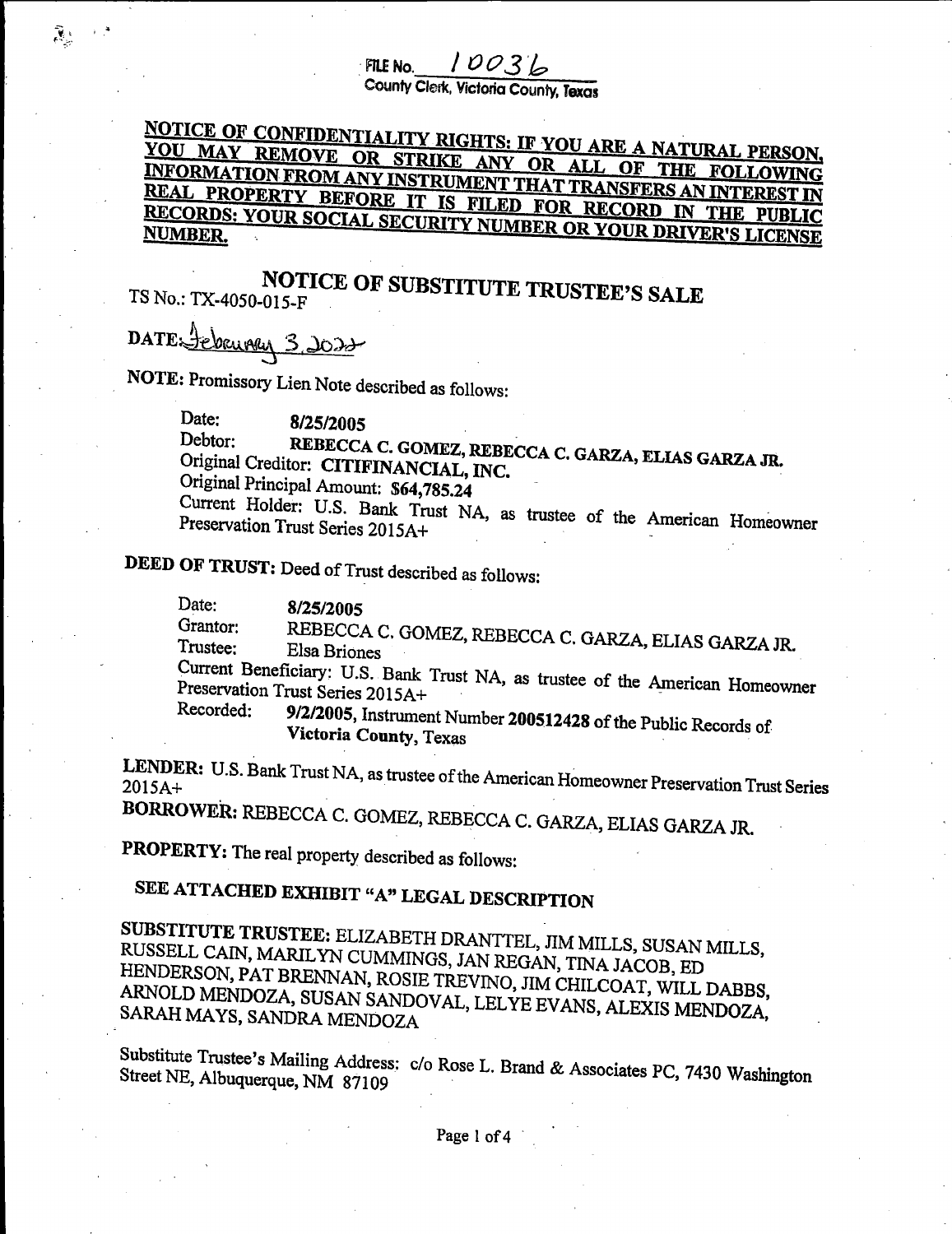FILE No. 10036
County Clerk, Victoria County, Texas

**NOTICE OF CONFIDENTIALITY RIGHTS: IF YOU ARE A NATURAL PERSON, YOU MAY REMOVE OR STRIKE ANY OR ALL OF THE FOLLOWING INFORMATION FROM ANY INSTRUMENT THAT TRANSFERS AN INTEREST IN REAL PROPERTY BEFORE IT IS FILED FOR RECORD IN THE PUBLIC RECORDS: YOUR SOCIAL SECURITY NUMBER OR YOUR DRIVER'S LICENSE NUMBER.**

# NOTICE OF SUBSTITUTE TRUSTEE'S SALE

TS No.: TX-4050-015-F

**DATE:** February 3, 2022

**NOTE:** Promissory Lien Note described as follows:

Date: **8/25/2005**
Debtor: **REBECCA C. GOMEZ, REBECCA C. GARZA, ELIAS GARZA JR.**
Original Creditor: **CITIFINANCIAL, INC.**
Original Principal Amount: **$64,785.24**
Current Holder: U.S. Bank Trust NA, as trustee of the American Homeowner Preservation Trust Series 2015A+

**DEED OF TRUST:** Deed of Trust described as follows:

Date: **8/25/2005**
Grantor: REBECCA C. GOMEZ, REBECCA C. GARZA, ELIAS GARZA JR.
Trustee: Elsa Briones
Current Beneficiary: U.S. Bank Trust NA, as trustee of the American Homeowner Preservation Trust Series 2015A+
Recorded: **9/2/2005**, Instrument Number **200512428** of the Public Records of **Victoria County**, Texas

**LENDER:** U.S. Bank Trust NA, as trustee of the American Homeowner Preservation Trust Series 2015A+

**BORROWER:** REBECCA C. GOMEZ, REBECCA C. GARZA, ELIAS GARZA JR.

**PROPERTY:** The real property described as follows:

**SEE ATTACHED EXHIBIT "A" LEGAL DESCRIPTION**

**SUBSTITUTE TRUSTEE:** ELIZABETH DRANTTEL, JIM MILLS, SUSAN MILLS, RUSSELL CAIN, MARILYN CUMMINGS, JAN REGAN, TINA JACOB, ED HENDERSON, PAT BRENNAN, ROSIE TREVINO, JIM CHILCOAT, WILL DABBS, ARNOLD MENDOZA, SUSAN SANDOVAL, LELYE EVANS, ALEXIS MENDOZA, SARAH MAYS, SANDRA MENDOZA

Substitute Trustee's Mailing Address: c/o Rose L. Brand & Associates PC, 7430 Washington Street NE, Albuquerque, NM 87109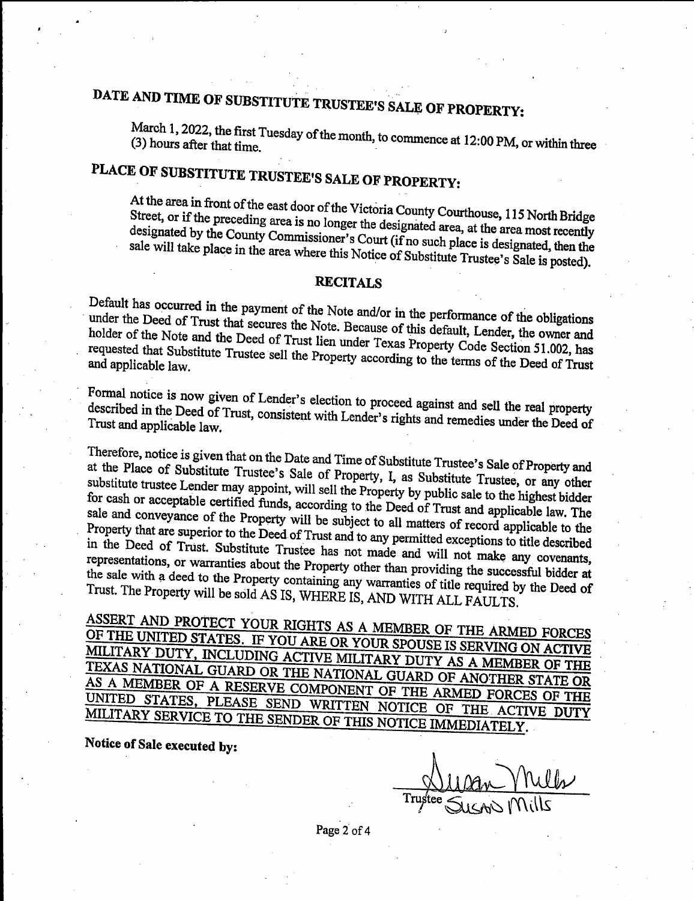## DATE AND TIME OF SUBSTITUTE TRUSTEE'S SALE OF PROPERTY:

March 1, 2022, the first Tuesday of the month, to commence at 12:00 PM, or within three (3) hours after that time.

## PLACE OF SUBSTITUTE TRUSTEE'S SALE OF PROPERTY:

At the area in front of the east door of the Victoria County Courthouse, 115 North Bridge Street, or if the preceding area is no longer the designated area, at the area most recently designated by the County Commissioner's Court (if no such place is designated, then the sale will take place in the area where this Notice of Substitute Trustee's Sale is posted).

## RECITALS

Default has occurred in the payment of the Note and/or in the performance of the obligations under the Deed of Trust that secures the Note. Because of this default, Lender, the owner and holder of the Note and the Deed of Trust lien under Texas Property Code Section 51.002, has requested that Substitute Trustee sell the Property according to the terms of the Deed of Trust and applicable law.

Formal notice is now given of Lender's election to proceed against and sell the real property described in the Deed of Trust, consistent with Lender's rights and remedies under the Deed of Trust and applicable law.

Therefore, notice is given that on the Date and Time of Substitute Trustee's Sale of Property and at the Place of Substitute Trustee's Sale of Property, I, as Substitute Trustee, or any other substitute trustee Lender may appoint, will sell the Property by public sale to the highest bidder for cash or acceptable certified funds, according to the Deed of Trust and applicable law. The sale and conveyance of the Property will be subject to all matters of record applicable to the Property that are superior to the Deed of Trust and to any permitted exceptions to title described in the Deed of Trust. Substitute Trustee has not made and will not make any covenants, representations, or warranties about the Property other than providing the successful bidder at the sale with a deed to the Property containing any warranties of title required by the Deed of Trust. The Property will be sold AS IS, WHERE IS, AND WITH ALL FAULTS.

ASSERT AND PROTECT YOUR RIGHTS AS A MEMBER OF THE ARMED FORCES OF THE UNITED STATES. IF YOU ARE OR YOUR SPOUSE IS SERVING ON ACTIVE MILITARY DUTY, INCLUDING ACTIVE MILITARY DUTY AS A MEMBER OF THE TEXAS NATIONAL GUARD OR THE NATIONAL GUARD OF ANOTHER STATE OR AS A MEMBER OF A RESERVE COMPONENT OF THE ARMED FORCES OF THE UNITED STATES, PLEASE SEND WRITTEN NOTICE OF THE ACTIVE DUTY MILITARY SERVICE TO THE SENDER OF THIS NOTICE IMMEDIATELY.

**Notice of Sale executed by:**

Susan Mills

Trustee Susan Mills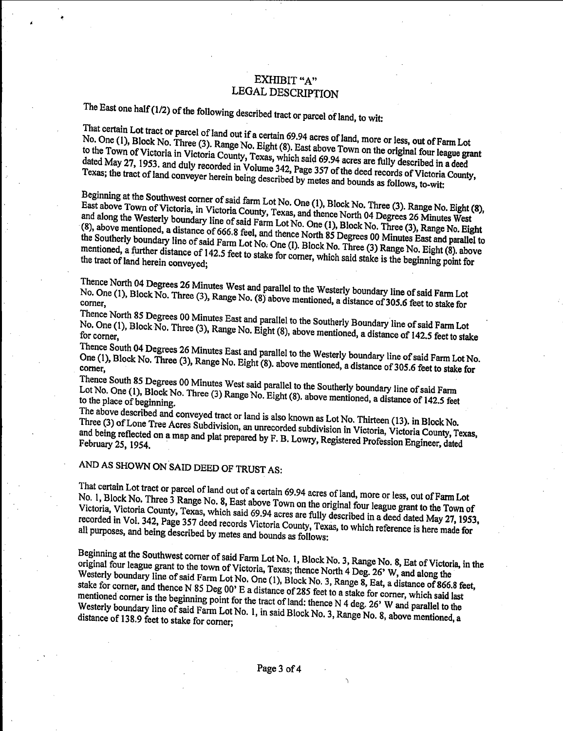# EXHIBIT "A"
# LEGAL DESCRIPTION

The East one half (1/2) of the following described tract or parcel of land, to wit:

That certain Lot tract or parcel of land out if a certain 69.94 acres of land, more or less, out of Farm Lot No. One (1), Block No. Three (3). Range No. Eight (8). East above Town on the original four league grant to the Town of Victoria in Victoria County, Texas, which said 69.94 acres are fully described in a deed dated May 27, 1953. and duly recorded in Volume 342, Page 357 of the deed records of Victoria County, Texas; the tract of land conveyer herein being described by metes and bounds as follows, to-wit:

Beginning at the Southwest corner of said farm Lot No. One (1), Block No. Three (3). Range No. Eight (8), East above Town of Victoria, in Victoria County, Texas, and thence North 04 Degrees 26 Minutes West and along the Westerly boundary line of said Farm Lot No. One (1), Block No. Three (3), Range No. Eight (8), above mentioned, a distance of 666.8 feel, and thence North 85 Degrees 00 Minutes East and parallel to the Southerly boundary line of said Farm Lot No. One (l). Block No. Three (3) Range No. Eight (8). above mentioned, a further distance of 142.5 feet to stake for corner, which said stake is the beginning point for the tract of land herein conveyed;

Thence North 04 Degrees 26 Minutes West and parallel to the Westerly boundary line of said Farm Lot No. One (1), Block No. Three (3), Range No. (8) above mentioned, a distance of 305.6 feet to stake for corner,

Thence North 85 Degrees 00 Minutes East and parallel to the Southerly Boundary line of said Farm Lot No. One (1), Block No. Three (3), Range No. Eight (8), above mentioned, a distance of 142.5 feet to stake for corner,

Thence South 04 Degrees 26 Minutes East and parallel to the Westerly boundary line of said Farm Lot No. One (1), Block No. Three (3), Range No. Eight (8). above mentioned, a distance of 305.6 feet to stake for corner,

Thence South 85 Degrees 00 Minutes West said parallel to the Southerly boundary line of said Farm Lot No. One (1), Block No. Three (3) Range No. Eight (8). above mentioned, a distance of 142.5 feet to the place of beginning.

The above described and conveyed tract or land is also known as Lot No. Thirteen (13). in Block No. Three (3) of Lone Tree Acres Subdivision, an unrecorded subdivision in Victoria, Victoria County, Texas, and being reflected on a map and plat prepared by F. B. Lowry, Registered Profession Engineer, dated February 25, 1954.

AND AS SHOWN ON SAID DEED OF TRUST AS:

That certain Lot tract or parcel of land out of a certain 69.94 acres of land, more or less, out of Farm Lot No. 1, Block No. Three 3 Range No. 8, East above Town on the original four league grant to the Town of Victoria, Victoria County, Texas, which said 69.94 acres are fully described in a deed dated May 27, 1953, recorded in Vol. 342, Page 357 deed records Victoria County, Texas, to which reference is here made for all purposes, and being described by metes and bounds as follows:

Beginning at the Southwest corner of said Farm Lot No. 1, Block No. 3, Range No. 8, Eat of Victoria, in the original four league grant to the town of Victoria, Texas; thence North 4 Deg. 26' W, and along the Westerly boundary line of said Farm Lot No. One (1), Block No. 3, Range 8, Eat, a distance of 866.8 feet, stake for corner, and thence N 85 Deg 00' E a distance of 285 feet to a stake for corner, which said last mentioned corner is the beginning point for the tract of land: thence N 4 deg. 26' W and parallel to the Westerly boundary line of said Farm Lot No. 1, in said Block No. 3, Range No. 8, above mentioned, a distance of 138.9 feet to stake for corner;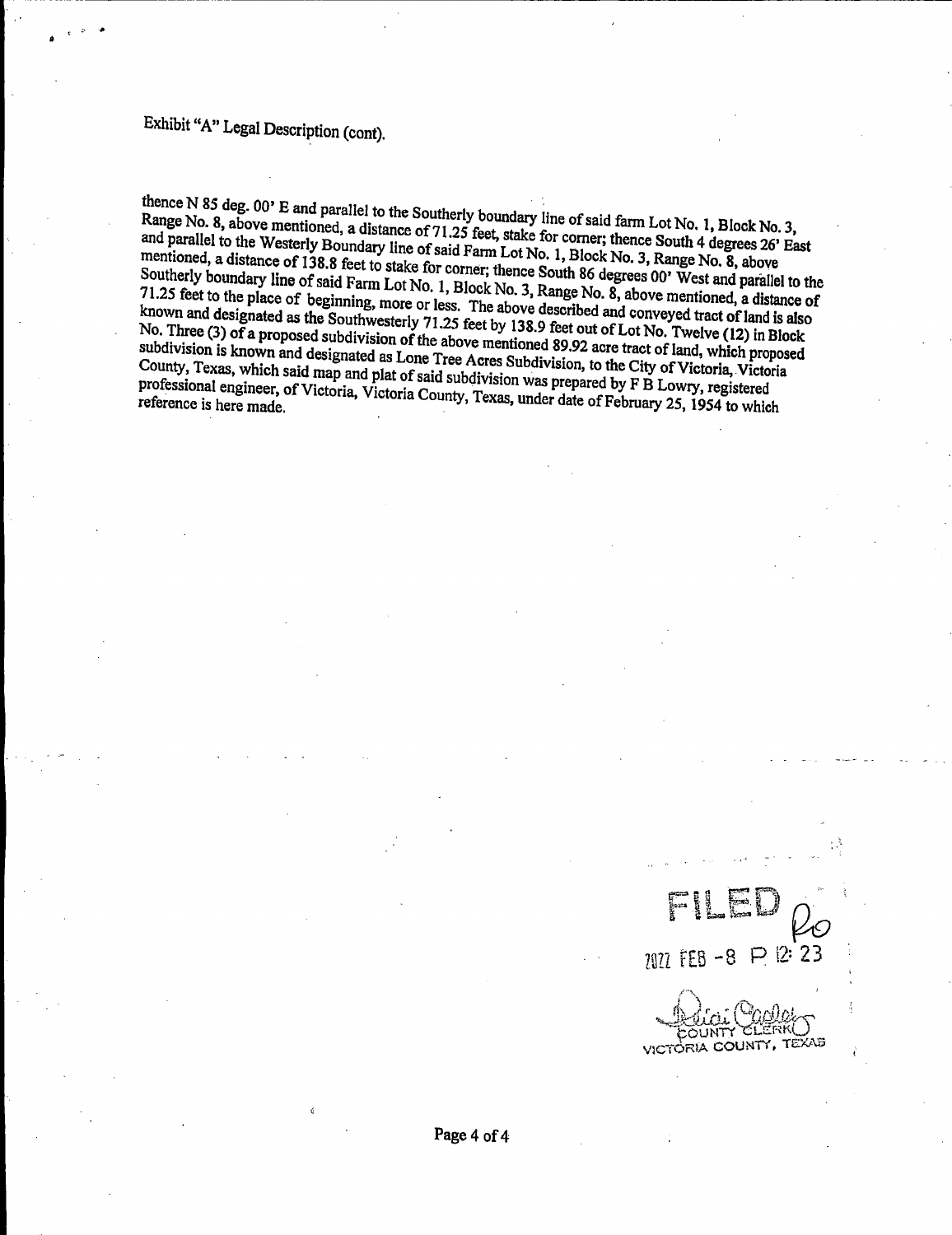Exhibit "A" Legal Description (cont).

thence N 85 deg. 00' E and parallel to the Southerly boundary line of said farm Lot No. 1, Block No. 3, Range No. 8, above mentioned, a distance of 71.25 feet, stake for corner; thence South 4 degrees 26' East and parallel to the Westerly Boundary line of said Farm Lot No. 1, Block No. 3, Range No. 8, above mentioned, a distance of 138.8 feet to stake for corner; thence South 86 degrees 00' West and parallel to the Southerly boundary line of said Farm Lot No. 1, Block No. 3, Range No. 8, above mentioned, a distance of 71.25 feet to the place of beginning, more or less. The above described and conveyed tract of land is also known and designated as the Southwesterly 71.25 feet by 138.9 feet out of Lot No. Twelve (12) in Block No. Three (3) of a proposed subdivision of the above mentioned 89.92 acre tract of land, which proposed subdivision is known and designated as Lone Tree Acres Subdivision, to the City of Victoria, Victoria County, Texas, which said map and plat of said subdivision was prepared by F B Lowry, registered professional engineer, of Victoria, Victoria County, Texas, under date of February 25, 1954 to which reference is here made.

FILED

2022 FEB -8 P 12:23

COUNTY CLERK
VICTORIA COUNTY, TEXAS